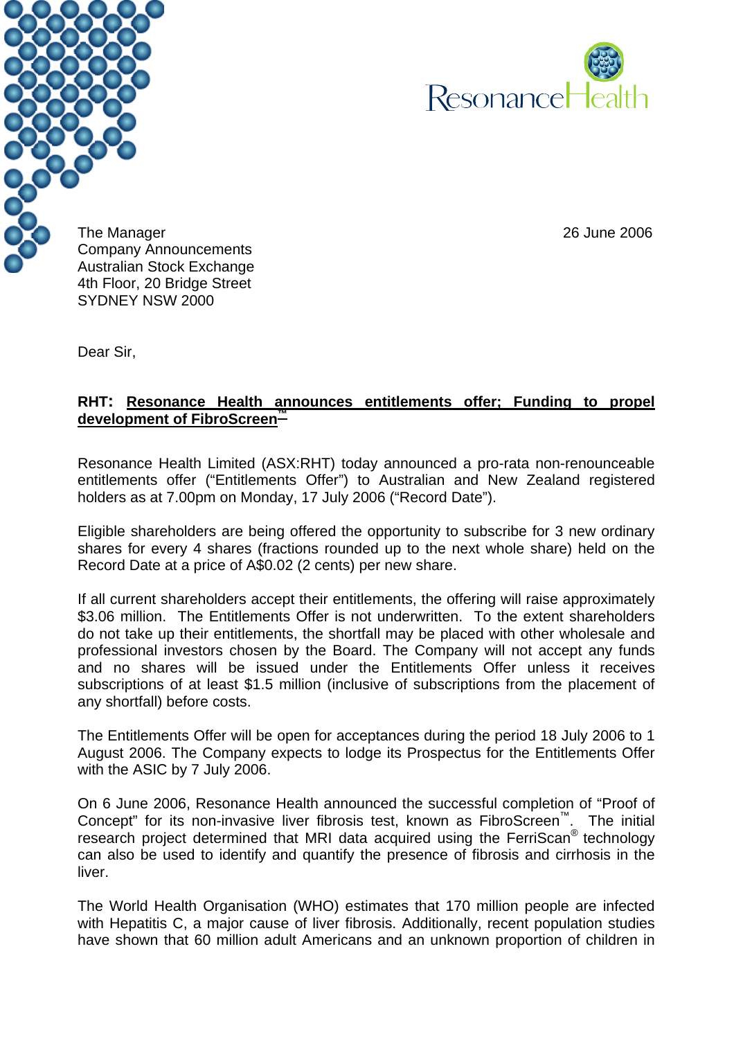ResonanceHealth

The Manager
Company Announcements
Australian Stock Exchange
4th Floor, 20 Bridge Street
SYDNEY NSW 2000

26 June 2006

Dear Sir,

**RHT: Resonance Health announces entitlements offer; Funding to propel development of FibroScreen™**

Resonance Health Limited (ASX:RHT) today announced a pro-rata non-renounceable entitlements offer ("Entitlements Offer") to Australian and New Zealand registered holders as at 7.00pm on Monday, 17 July 2006 ("Record Date").

Eligible shareholders are being offered the opportunity to subscribe for 3 new ordinary shares for every 4 shares (fractions rounded up to the next whole share) held on the Record Date at a price of A$0.02 (2 cents) per new share.

If all current shareholders accept their entitlements, the offering will raise approximately $3.06 million. The Entitlements Offer is not underwritten. To the extent shareholders do not take up their entitlements, the shortfall may be placed with other wholesale and professional investors chosen by the Board. The Company will not accept any funds and no shares will be issued under the Entitlements Offer unless it receives subscriptions of at least $1.5 million (inclusive of subscriptions from the placement of any shortfall) before costs.

The Entitlements Offer will be open for acceptances during the period 18 July 2006 to 1 August 2006. The Company expects to lodge its Prospectus for the Entitlements Offer with the ASIC by 7 July 2006.

On 6 June 2006, Resonance Health announced the successful completion of "Proof of Concept" for its non-invasive liver fibrosis test, known as FibroScreen™. The initial research project determined that MRI data acquired using the FerriScan® technology can also be used to identify and quantify the presence of fibrosis and cirrhosis in the liver.

The World Health Organisation (WHO) estimates that 170 million people are infected with Hepatitis C, a major cause of liver fibrosis. Additionally, recent population studies have shown that 60 million adult Americans and an unknown proportion of children in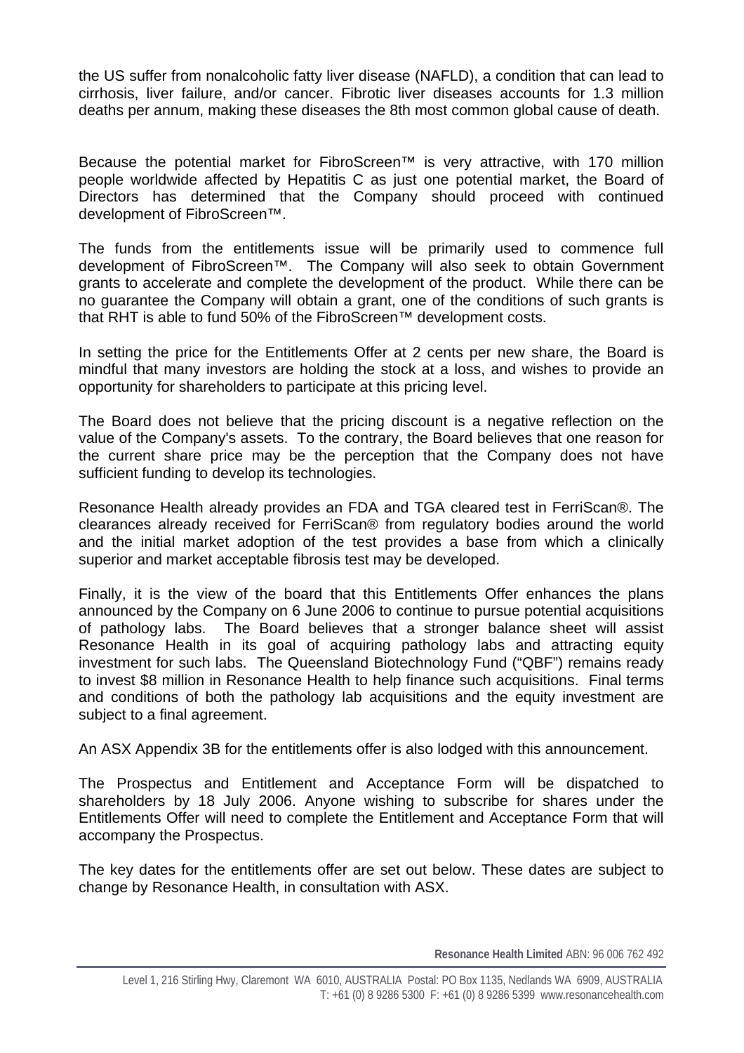the US suffer from nonalcoholic fatty liver disease (NAFLD), a condition that can lead to cirrhosis, liver failure, and/or cancer. Fibrotic liver diseases accounts for 1.3 million deaths per annum, making these diseases the 8th most common global cause of death.

Because the potential market for FibroScreen™ is very attractive, with 170 million people worldwide affected by Hepatitis C as just one potential market, the Board of Directors has determined that the Company should proceed with continued development of FibroScreen™.

The funds from the entitlements issue will be primarily used to commence full development of FibroScreen™. The Company will also seek to obtain Government grants to accelerate and complete the development of the product. While there can be no guarantee the Company will obtain a grant, one of the conditions of such grants is that RHT is able to fund 50% of the FibroScreen™ development costs.

In setting the price for the Entitlements Offer at 2 cents per new share, the Board is mindful that many investors are holding the stock at a loss, and wishes to provide an opportunity for shareholders to participate at this pricing level.

The Board does not believe that the pricing discount is a negative reflection on the value of the Company's assets. To the contrary, the Board believes that one reason for the current share price may be the perception that the Company does not have sufficient funding to develop its technologies.

Resonance Health already provides an FDA and TGA cleared test in FerriScan®. The clearances already received for FerriScan® from regulatory bodies around the world and the initial market adoption of the test provides a base from which a clinically superior and market acceptable fibrosis test may be developed.

Finally, it is the view of the board that this Entitlements Offer enhances the plans announced by the Company on 6 June 2006 to continue to pursue potential acquisitions of pathology labs. The Board believes that a stronger balance sheet will assist Resonance Health in its goal of acquiring pathology labs and attracting equity investment for such labs. The Queensland Biotechnology Fund ("QBF") remains ready to invest \$8 million in Resonance Health to help finance such acquisitions. Final terms and conditions of both the pathology lab acquisitions and the equity investment are subject to a final agreement.

An ASX Appendix 3B for the entitlements offer is also lodged with this announcement.

The Prospectus and Entitlement and Acceptance Form will be dispatched to shareholders by 18 July 2006. Anyone wishing to subscribe for shares under the Entitlements Offer will need to complete the Entitlement and Acceptance Form that will accompany the Prospectus.

The key dates for the entitlements offer are set out below. These dates are subject to change by Resonance Health, in consultation with ASX.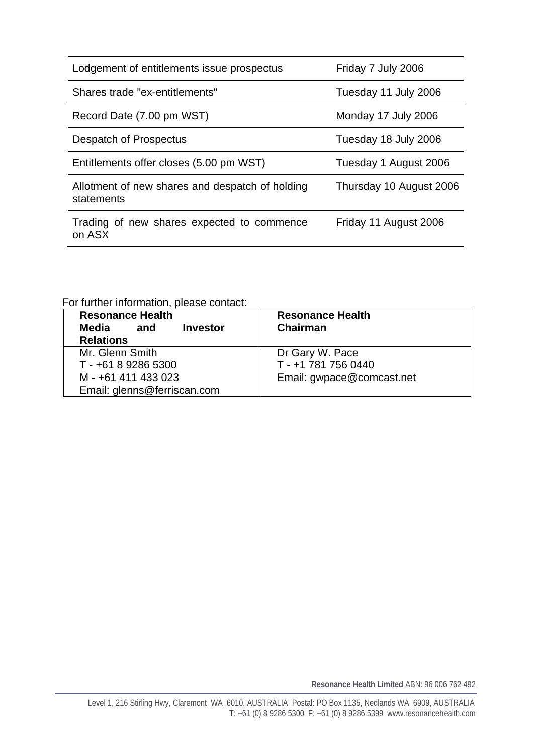| Event | Date |
|---|---|
| Lodgement of entitlements issue prospectus | Friday 7 July 2006 |
| Shares trade "ex-entitlements" | Tuesday 11 July 2006 |
| Record Date (7.00 pm WST) | Monday 17 July 2006 |
| Despatch of Prospectus | Tuesday 18 July 2006 |
| Entitlements offer closes (5.00 pm WST) | Tuesday 1 August 2006 |
| Allotment of new shares and despatch of holding statements | Thursday 10 August 2006 |
| Trading of new shares expected to commence on ASX | Friday 11 August 2006 |

For further information, please contact:

| **Resonance Health Media and Investor Relations** | **Resonance Health Chairman** |
|---|---|
| Mr. Glenn Smith<br>T - +61 8 9286 5300<br>M - +61 411 433 023<br>Email: glenns@ferriscan.com | Dr Gary W. Pace<br>T - +1 781 756 0440<br>Email: gwpace@comcast.net |

**Resonance Health Limited** ABN: 96 006 762 492

Level 1, 216 Stirling Hwy, Claremont WA 6010, AUSTRALIA Postal: PO Box 1135, Nedlands WA 6909, AUSTRALIA
T: +61 (0) 8 9286 5300 F: +61 (0) 8 9286 5399 www.resonancehealth.com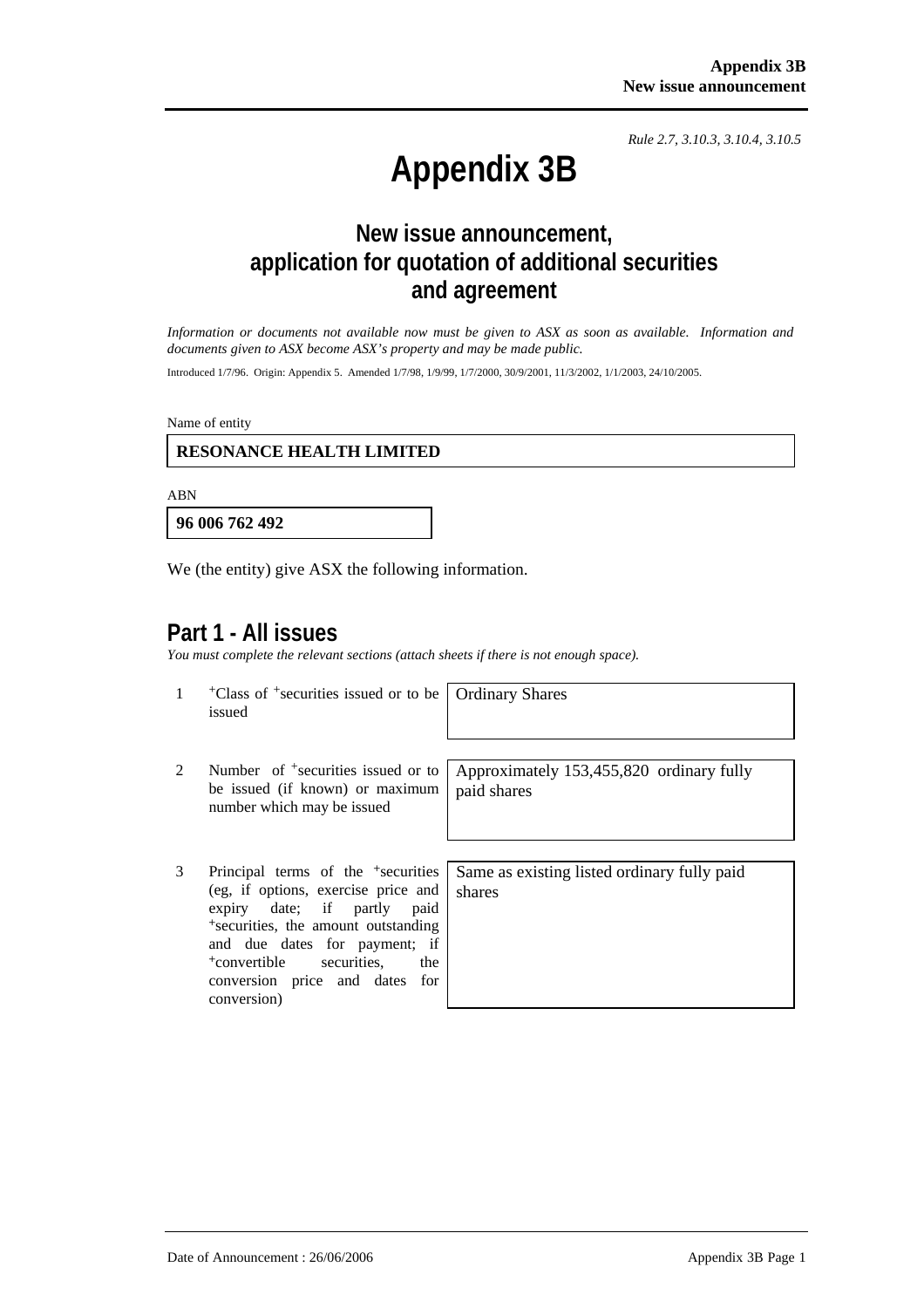*Rule 2.7, 3.10.3, 3.10.4, 3.10.5*

# Appendix 3B

## New issue announcement, application for quotation of additional securities and agreement

*Information or documents not available now must be given to ASX as soon as available. Information and documents given to ASX become ASX's property and may be made public.*

Introduced 1/7/96. Origin: Appendix 5. Amended 1/7/98, 1/9/99, 1/7/2000, 30/9/2001, 11/3/2002, 1/1/2003, 24/10/2005.

Name of entity

**RESONANCE HEALTH LIMITED**

ABN

**96 006 762 492**

We (the entity) give ASX the following information.

## Part 1 - All issues

*You must complete the relevant sections (attach sheets if there is not enough space).*

| | | |
|---|---|---|
| 1 | +Class of +securities issued or to be issued | Ordinary Shares |
| 2 | Number of +securities issued or to be issued (if known) or maximum number which may be issued | Approximately 153,455,820 ordinary fully paid shares |
| 3 | Principal terms of the +securities (eg, if options, exercise price and expiry date; if partly paid +securities, the amount outstanding and due dates for payment; if +convertible securities, the conversion price and dates for conversion) | Same as existing listed ordinary fully paid shares |

Date of Announcement : 26/06/2006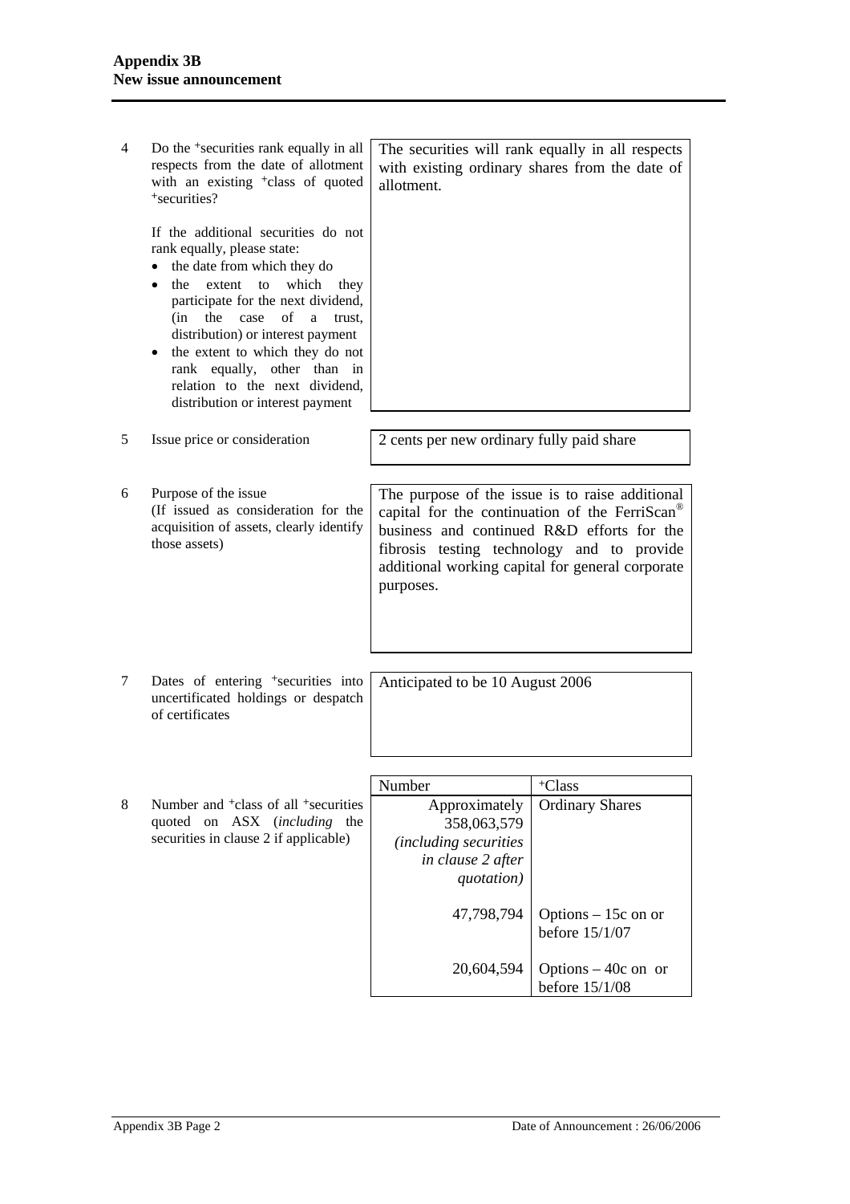| | | |
|---|---|---|
| 4 | Do the +securities rank equally in all respects from the date of allotment with an existing +class of quoted +securities?<br><br>If the additional securities do not rank equally, please state:<br>• the date from which they do<br>• the extent to which they participate for the next dividend, (in the case of a trust, distribution) or interest payment<br>• the extent to which they do not rank equally, other than in relation to the next dividend, distribution or interest payment | The securities will rank equally in all respects with existing ordinary shares from the date of allotment. |
| 5 | Issue price or consideration | 2 cents per new ordinary fully paid share |
| 6 | Purpose of the issue<br>(If issued as consideration for the acquisition of assets, clearly identify those assets) | The purpose of the issue is to raise additional capital for the continuation of the FerriScan® business and continued R&D efforts for the fibrosis testing technology and to provide additional working capital for general corporate purposes. |
| 7 | Dates of entering +securities into uncertificated holdings or despatch of certificates | Anticipated to be 10 August 2006 |

8 Number and +class of all +securities quoted on ASX (*including* the securities in clause 2 if applicable)

| Number | +Class |
|---|---|
| Approximately 358,063,579 *(including securities in clause 2 after quotation)* | Ordinary Shares |
| 47,798,794 | Options – 15c on or before 15/1/07 |
| 20,604,594 | Options – 40c on or before 15/1/08 |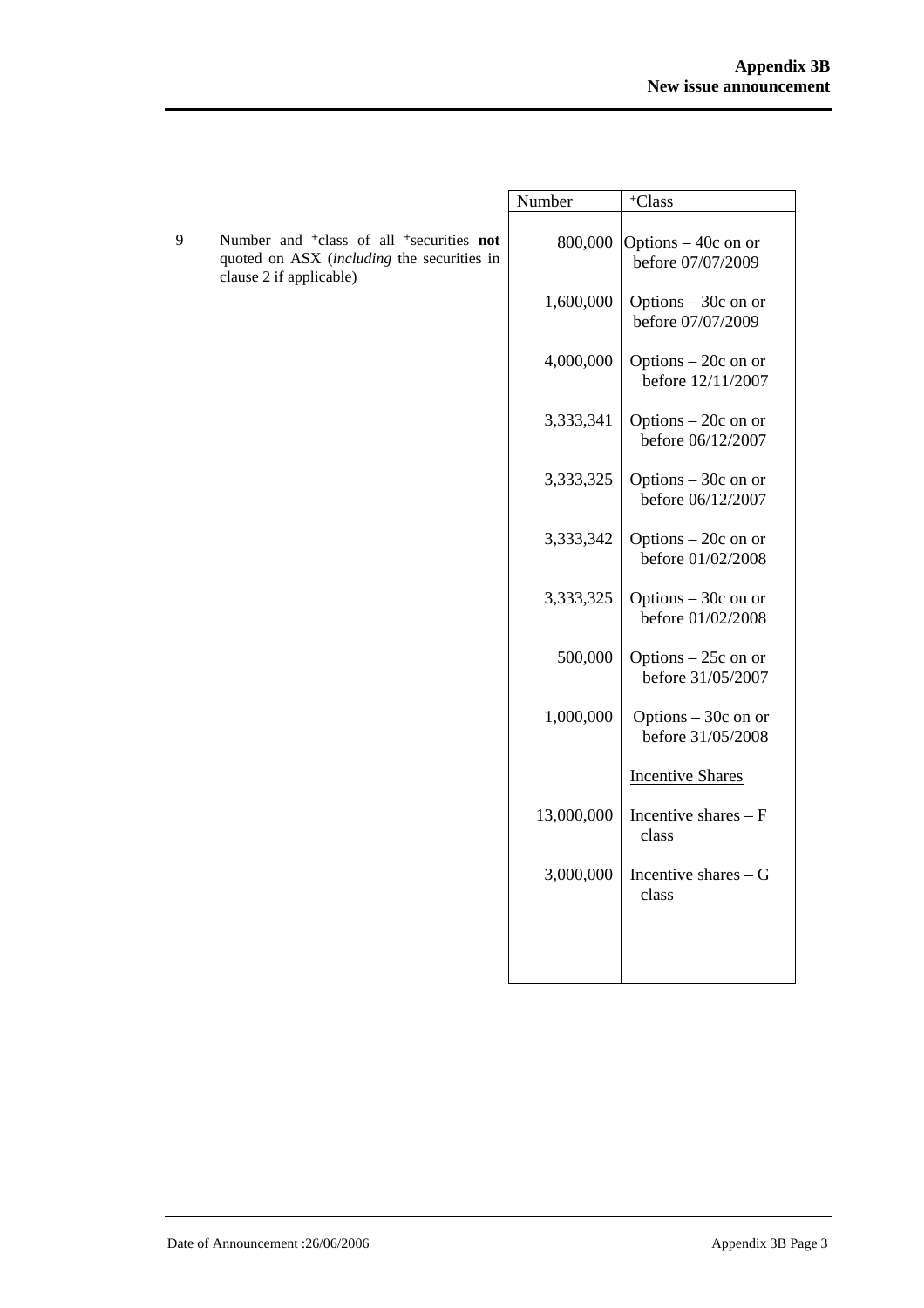| | | Number | +Class |
|---|---|---|---|
| 9 | Number and +class of all +securities **not** quoted on ASX (*including* the securities in clause 2 if applicable) | 800,000 | Options – 40c on or before 07/07/2009 |
| | | 1,600,000 | Options – 30c on or before 07/07/2009 |
| | | 4,000,000 | Options – 20c on or before 12/11/2007 |
| | | 3,333,341 | Options – 20c on or before 06/12/2007 |
| | | 3,333,325 | Options – 30c on or before 06/12/2007 |
| | | 3,333,342 | Options – 20c on or before 01/02/2008 |
| | | 3,333,325 | Options – 30c on or before 01/02/2008 |
| | | 500,000 | Options – 25c on or before 31/05/2007 |
| | | 1,000,000 | Options – 30c on or before 31/05/2008 |
| | | | Incentive Shares |
| | | 13,000,000 | Incentive shares – F class |
| | | 3,000,000 | Incentive shares – G class |

Date of Announcement :26/06/2006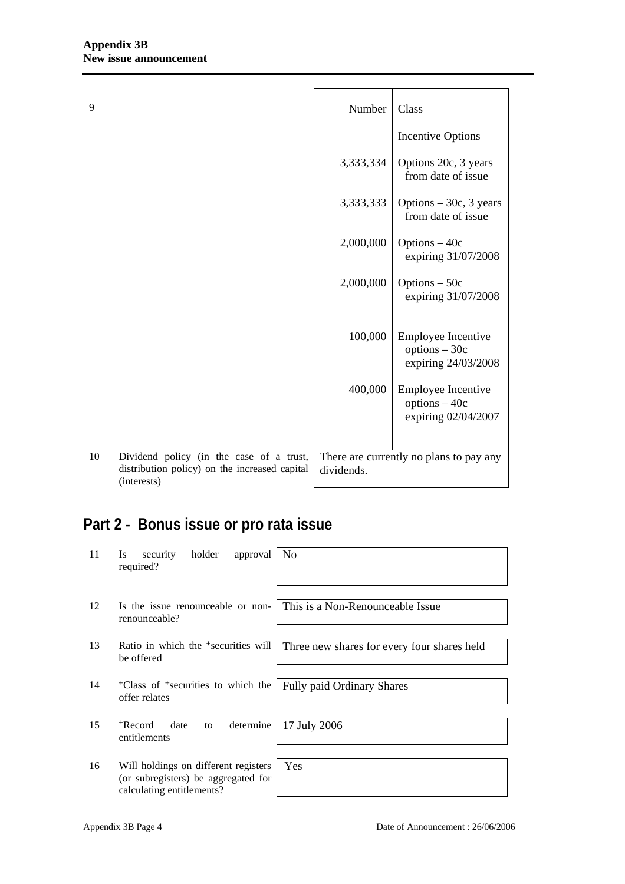| | | Number | Class |
|---|---|---|---|
| 9 | | | Incentive Options |
| | | 3,333,334 | Options 20c, 3 years from date of issue |
| | | 3,333,333 | Options – 30c, 3 years from date of issue |
| | | 2,000,000 | Options – 40c expiring 31/07/2008 |
| | | 2,000,000 | Options – 50c expiring 31/07/2008 |
| | | 100,000 | Employee Incentive options – 30c expiring 24/03/2008 |
| | | 400,000 | Employee Incentive options – 40c expiring 02/04/2007 |
| 10 | Dividend policy (in the case of a trust, distribution policy) on the increased capital (interests) | There are currently no plans to pay any dividends. | |

## Part 2 - Bonus issue or pro rata issue

| | | |
|---|---|---|
| 11 | Is security holder approval required? | No |
| 12 | Is the issue renounceable or non-renounceable? | This is a Non-Renounceable Issue |
| 13 | Ratio in which the +securities will be offered | Three new shares for every four shares held |
| 14 | +Class of +securities to which the offer relates | Fully paid Ordinary Shares |
| 15 | +Record date to determine entitlements | 17 July 2006 |
| 16 | Will holdings on different registers (or subregisters) be aggregated for calculating entitlements? | Yes |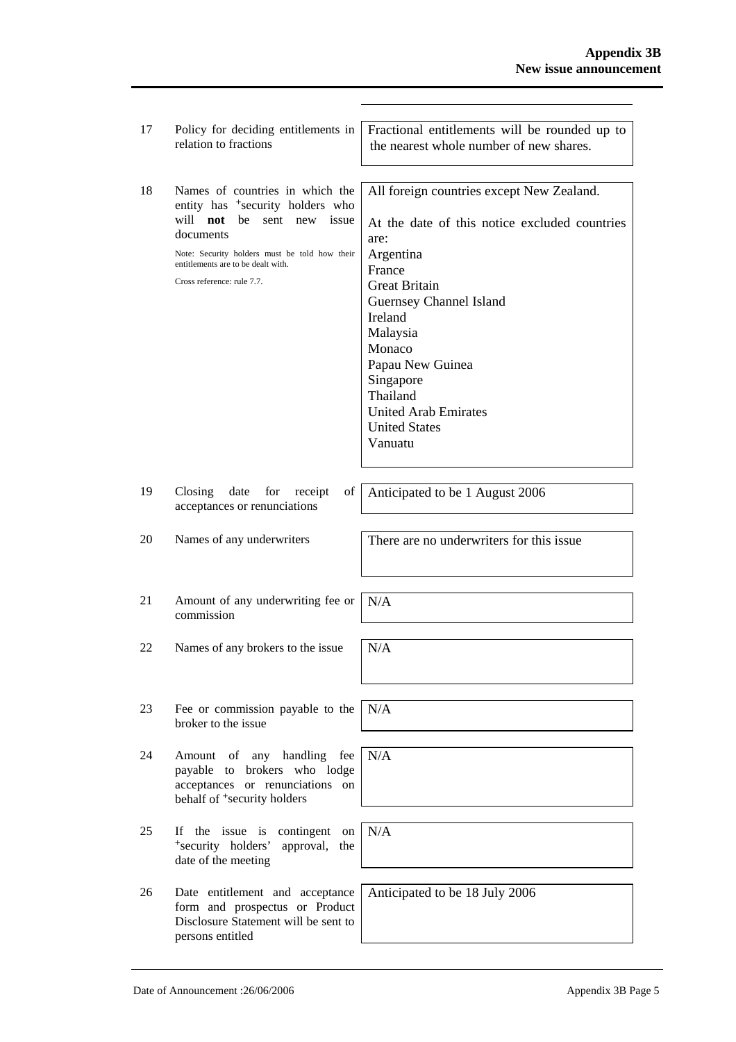| | | |
|---|---|---|
| 17 | Policy for deciding entitlements in relation to fractions | Fractional entitlements will be rounded up to the nearest whole number of new shares. |
| 18 | Names of countries in which the entity has +security holders who will **not** be sent new issue documents<br><br>Note: Security holders must be told how their entitlements are to be dealt with.<br><br>Cross reference: rule 7.7. | All foreign countries except New Zealand.<br><br>At the date of this notice excluded countries are:<br>Argentina<br>France<br>Great Britain<br>Guernsey Channel Island<br>Ireland<br>Malaysia<br>Monaco<br>Papau New Guinea<br>Singapore<br>Thailand<br>United Arab Emirates<br>United States<br>Vanuatu |
| 19 | Closing date for receipt of acceptances or renunciations | Anticipated to be 1 August 2006 |
| 20 | Names of any underwriters | There are no underwriters for this issue |
| 21 | Amount of any underwriting fee or commission | N/A |
| 22 | Names of any brokers to the issue | N/A |
| 23 | Fee or commission payable to the broker to the issue | N/A |
| 24 | Amount of any handling fee payable to brokers who lodge acceptances or renunciations on behalf of +security holders | N/A |
| 25 | If the issue is contingent on +security holders' approval, the date of the meeting | N/A |
| 26 | Date entitlement and acceptance form and prospectus or Product Disclosure Statement will be sent to persons entitled | Anticipated to be 18 July 2006 |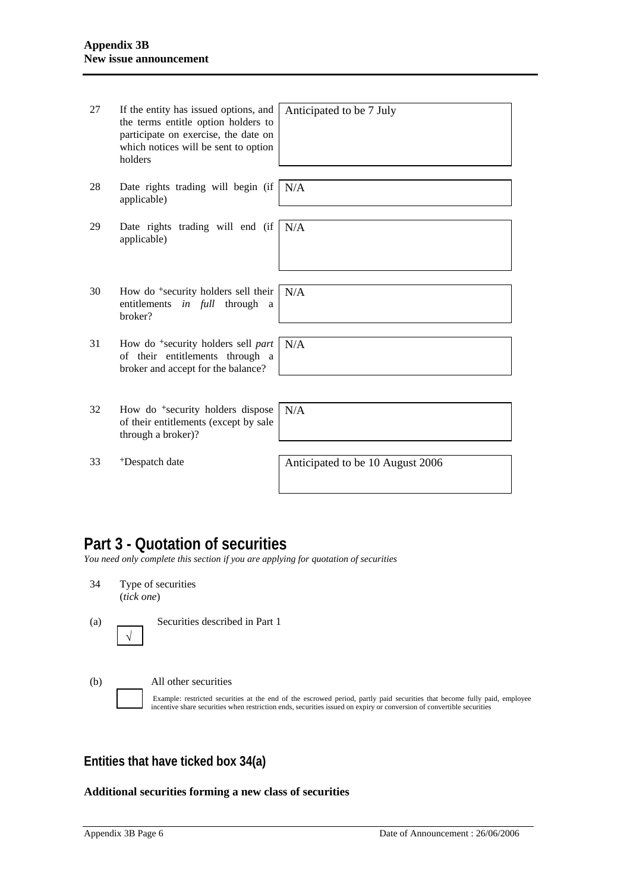| | | |
|---|---|---|
| 27 | If the entity has issued options, and the terms entitle option holders to participate on exercise, the date on which notices will be sent to option holders | Anticipated to be 7 July |
| 28 | Date rights trading will begin (if applicable) | N/A |
| 29 | Date rights trading will end (if applicable) | N/A |
| 30 | How do +security holders sell their entitlements *in full* through a broker? | N/A |
| 31 | How do +security holders sell *part* of their entitlements through a broker and accept for the balance? | N/A |
| 32 | How do +security holders dispose of their entitlements (except by sale through a broker)? | N/A |
| 33 | +Despatch date | Anticipated to be 10 August 2006 |

## Part 3 - Quotation of securities

*You need only complete this section if you are applying for quotation of securities*

34 Type of securities
(*tick one*)

(a) [√] Securities described in Part 1

(b) [ ] All other securities

Example: restricted securities at the end of the escrowed period, partly paid securities that become fully paid, employee incentive share securities when restriction ends, securities issued on expiry or conversion of convertible securities

### Entities that have ticked box 34(a)

**Additional securities forming a new class of securities**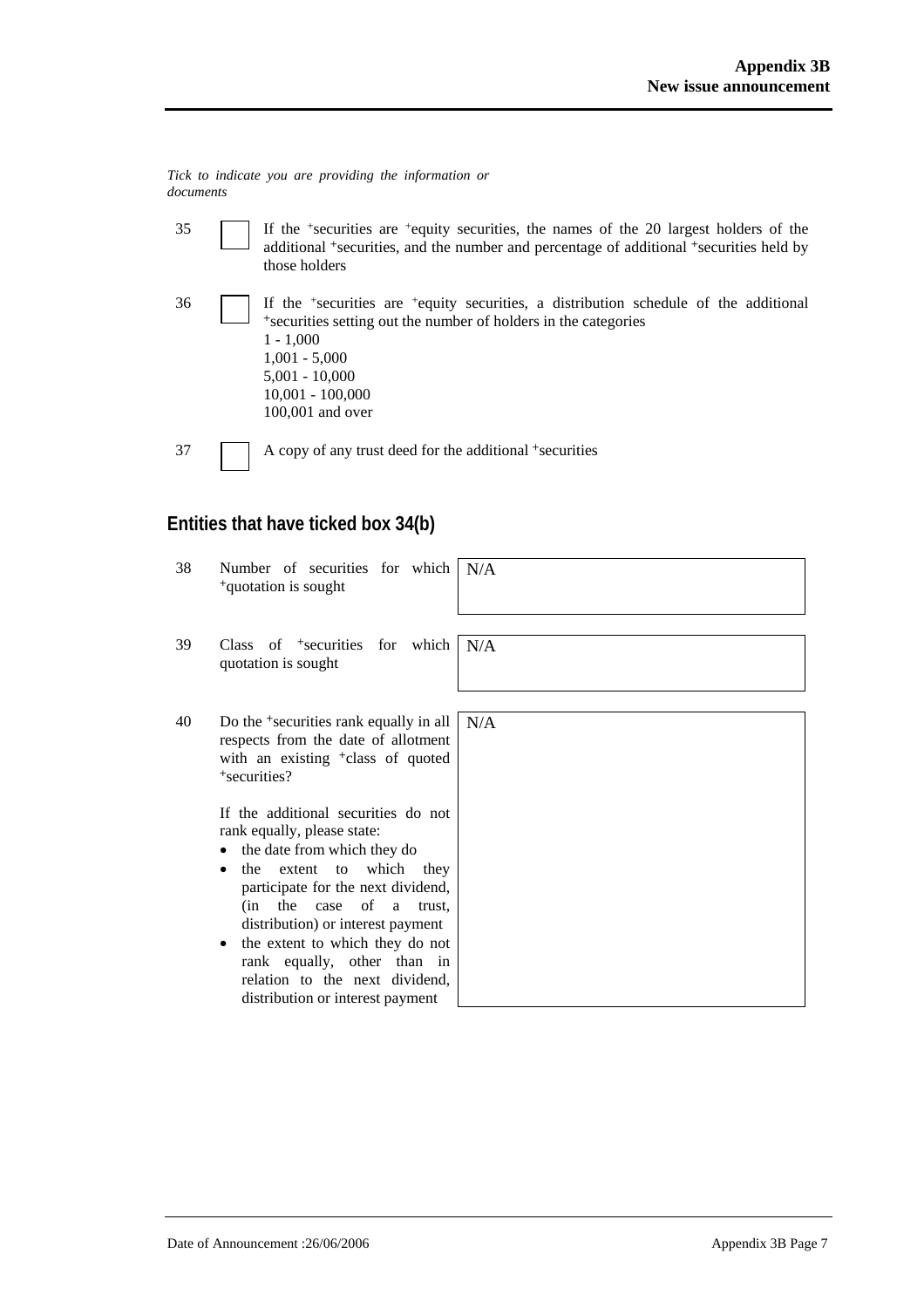*Tick to indicate you are providing the information or documents*

35 ☐ If the +securities are +equity securities, the names of the 20 largest holders of the additional +securities, and the number and percentage of additional +securities held by those holders

36 ☐ If the +securities are +equity securities, a distribution schedule of the additional +securities setting out the number of holders in the categories
1 - 1,000
1,001 - 5,000
5,001 - 10,000
10,001 - 100,000
100,001 and over

37 ☐ A copy of any trust deed for the additional +securities

## Entities that have ticked box 34(b)

| | | |
|---|---|---|
| 38 | Number of securities for which +quotation is sought | N/A |
| 39 | Class of +securities for which quotation is sought | N/A |
| 40 | Do the +securities rank equally in all respects from the date of allotment with an existing +class of quoted +securities?<br><br>If the additional securities do not rank equally, please state:<br>• the date from which they do<br>• the extent to which they participate for the next dividend, (in the case of a trust, distribution) or interest payment<br>• the extent to which they do not rank equally, other than in relation to the next dividend, distribution or interest payment | N/A |

Date of Announcement :26/06/2006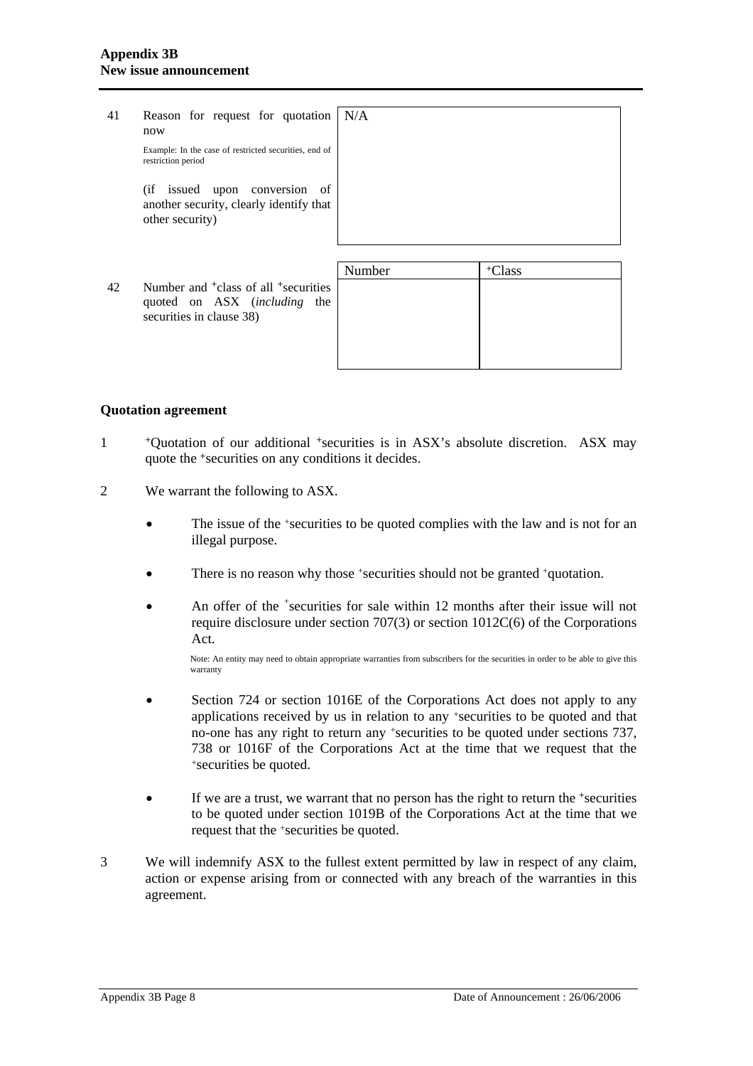| | | |
|---|---|---|
| 41 | Reason for request for quotation now<br><br>Example: In the case of restricted securities, end of restriction period<br><br>(if issued upon conversion of another security, clearly identify that other security) | N/A |

| | | Number | +Class |
|---|---|---|---|
| 42 | Number and +class of all +securities quoted on ASX (*including* the securities in clause 38) | | |

## Quotation agreement

1. +Quotation of our additional +securities is in ASX's absolute discretion. ASX may quote the +securities on any conditions it decides.

2. We warrant the following to ASX.

   - The issue of the +securities to be quoted complies with the law and is not for an illegal purpose.

   - There is no reason why those +securities should not be granted +quotation.

   - An offer of the +securities for sale within 12 months after their issue will not require disclosure under section 707(3) or section 1012C(6) of the Corporations Act.

     Note: An entity may need to obtain appropriate warranties from subscribers for the securities in order to be able to give this warranty

   - Section 724 or section 1016E of the Corporations Act does not apply to any applications received by us in relation to any +securities to be quoted and that no-one has any right to return any +securities to be quoted under sections 737, 738 or 1016F of the Corporations Act at the time that we request that the +securities be quoted.

   - If we are a trust, we warrant that no person has the right to return the +securities to be quoted under section 1019B of the Corporations Act at the time that we request that the +securities be quoted.

3. We will indemnify ASX to the fullest extent permitted by law in respect of any claim, action or expense arising from or connected with any breach of the warranties in this agreement.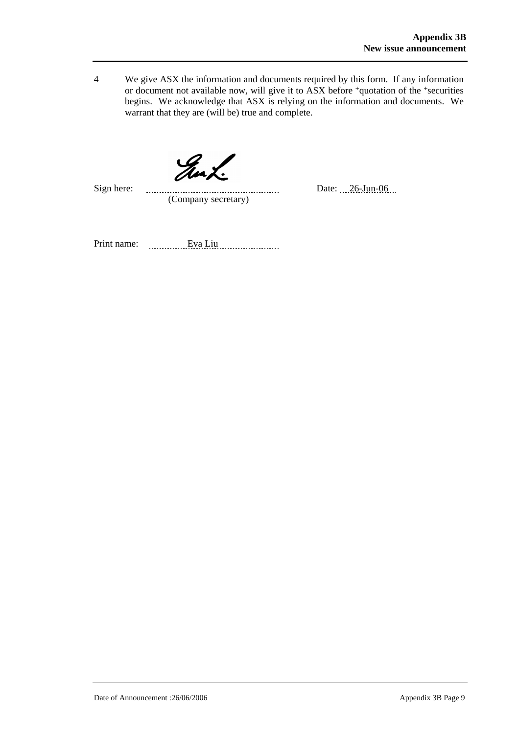4 We give ASX the information and documents required by this form. If any information or document not available now, will give it to ASX before +quotation of the +securities begins. We acknowledge that ASX is relying on the information and documents. We warrant that they are (will be) true and complete.

Sign here: ............................................ Date: 26-Jun-06
(Company secretary)

Print name: Eva Liu

Date of Announcement :26/06/2006